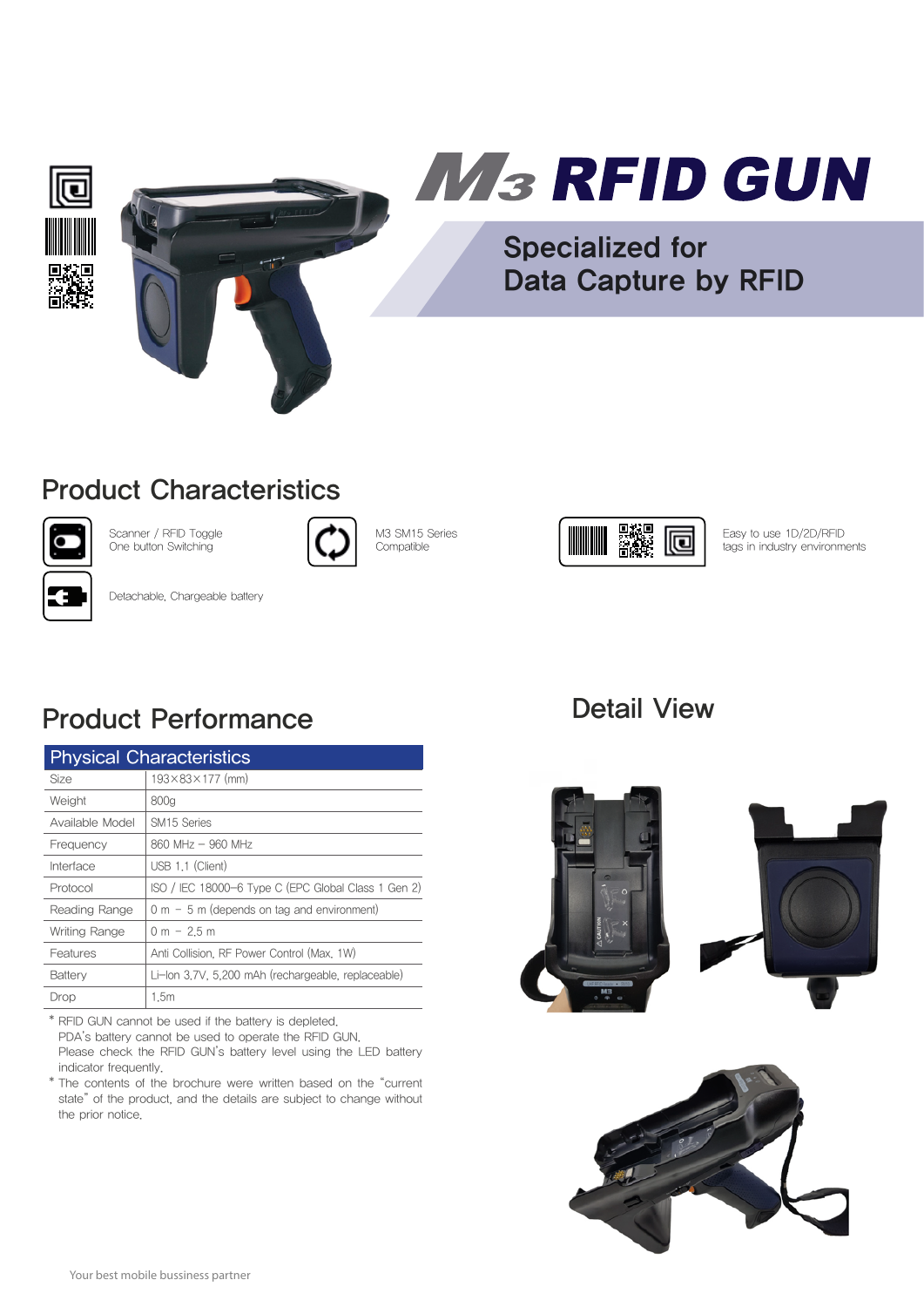# M3 RFID GUN

## Specialized for Data Capture by RFID

## Product Characteristics

- Scanner / RFID Toggle One button Switching
- M3 SM15 Series Compatible
- Easy to use 1D/2D/RFID tags in industry environments
- Detachable, Chargeable battery

## Product Performance

| Physical Characteristics | |
|---|---|
| Size | 193×83×177 (mm) |
| Weight | 800g |
| Available Model | SM15 Series |
| Frequency | 860 MHz – 960 MHz |
| Interface | USB 1.1 (Client) |
| Protocol | ISO / IEC 18000-6 Type C (EPC Global Class 1 Gen 2) |
| Reading Range | 0 m ~ 5 m (depends on tag and environment) |
| Writing Range | 0 m ~ 2.5 m |
| Features | Anti Collision, RF Power Control (Max. 1W) |
| Battery | Li-Ion 3.7V, 5,200 mAh (rechargeable, replaceable) |
| Drop | 1.5m |

* RFID GUN cannot be used if the battery is depleted. PDA's battery cannot be used to operate the RFID GUN. Please check the RFID GUN's battery level using the LED battery indicator frequently.
* The contents of the brochure were written based on the "current state" of the product, and the details are subject to change without the prior notice.

## Detail View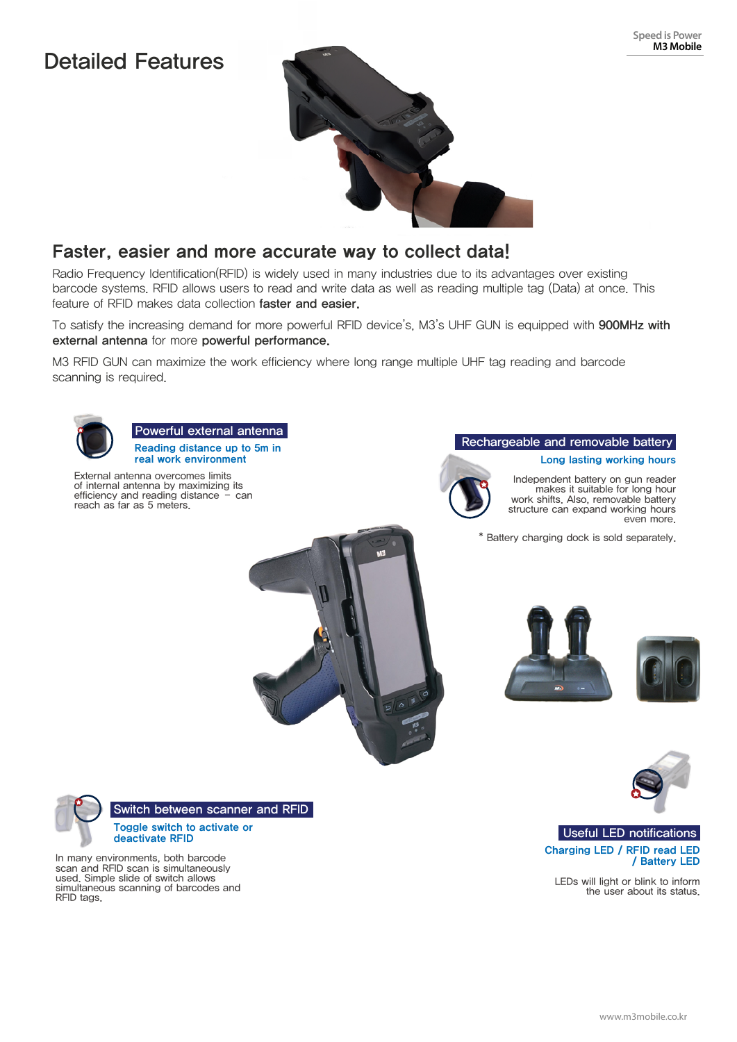# Detailed Features

## Faster, easier and more accurate way to collect data!

Radio Frequency Identification(RFID) is widely used in many industries due to its advantages over existing barcode systems. RFID allows users to read and write data as well as reading multiple tag (Data) at once. This feature of RFID makes data collection **faster and easier.**

To satisfy the increasing demand for more powerful RFID device's, M3's UHF GUN is equipped with **900MHz with external antenna** for more **powerful performance.**

M3 RFID GUN can maximize the work efficiency where long range multiple UHF tag reading and barcode scanning is required.

### Powerful external antenna

**Reading distance up to 5m in real work environment**

External antenna overcomes limits of internal antenna by maximizing its efficiency and reading distance – can reach as far as 5 meters.

### Rechargeable and removable battery

**Long lasting working hours**

Independent battery on gun reader makes it suitable for long hour work shifts. Also, removable battery structure can expand working hours even more.

* Battery charging dock is sold separately.

### Switch between scanner and RFID

**Toggle switch to activate or deactivate RFID**

In many environments, both barcode scan and RFID scan is simultaneously used. Simple slide of switch allows simultaneous scanning of barcodes and RFID tags.

### Useful LED notifications

**Charging LED / RFID read LED / Battery LED**

LEDs will light or blink to inform the user about its status.